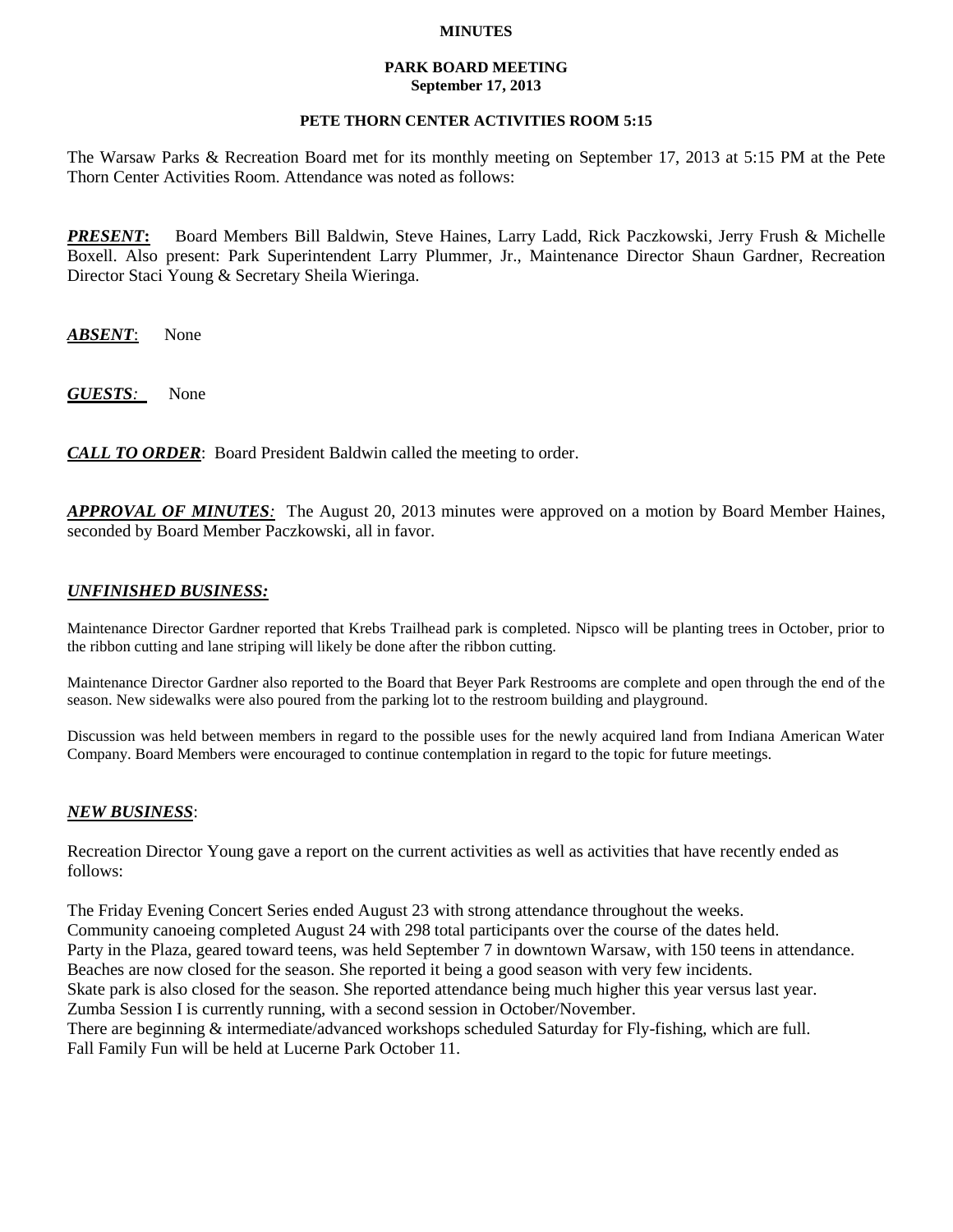# MINUTES

## PARK BOARD MEETING
**September 17, 2013**

### PETE THORN CENTER ACTIVITIES ROOM 5:15

The Warsaw Parks & Recreation Board met for its monthly meeting on September 17, 2013 at 5:15 PM at the Pete Thorn Center Activities Room. Attendance was noted as follows:

***PRESENT*:** Board Members Bill Baldwin, Steve Haines, Larry Ladd, Rick Paczkowski, Jerry Frush & Michelle Boxell. Also present: Park Superintendent Larry Plummer, Jr., Maintenance Director Shaun Gardner, Recreation Director Staci Young & Secretary Sheila Wieringa.

***ABSENT*:** None

***GUESTS*:** None

***CALL TO ORDER*:** Board President Baldwin called the meeting to order.

***APPROVAL OF MINUTES*:** The August 20, 2013 minutes were approved on a motion by Board Member Haines, seconded by Board Member Paczkowski, all in favor.

***UNFINISHED BUSINESS:***

Maintenance Director Gardner reported that Krebs Trailhead park is completed. Nipsco will be planting trees in October, prior to the ribbon cutting and lane striping will likely be done after the ribbon cutting.

Maintenance Director Gardner also reported to the Board that Beyer Park Restrooms are complete and open through the end of the season. New sidewalks were also poured from the parking lot to the restroom building and playground.

Discussion was held between members in regard to the possible uses for the newly acquired land from Indiana American Water Company. Board Members were encouraged to continue contemplation in regard to the topic for future meetings.

***NEW BUSINESS*:**

Recreation Director Young gave a report on the current activities as well as activities that have recently ended as follows:

The Friday Evening Concert Series ended August 23 with strong attendance throughout the weeks.
Community canoeing completed August 24 with 298 total participants over the course of the dates held.
Party in the Plaza, geared toward teens, was held September 7 in downtown Warsaw, with 150 teens in attendance.
Beaches are now closed for the season. She reported it being a good season with very few incidents.
Skate park is also closed for the season. She reported attendance being much higher this year versus last year.
Zumba Session I is currently running, with a second session in October/November.
There are beginning & intermediate/advanced workshops scheduled Saturday for Fly-fishing, which are full.
Fall Family Fun will be held at Lucerne Park October 11.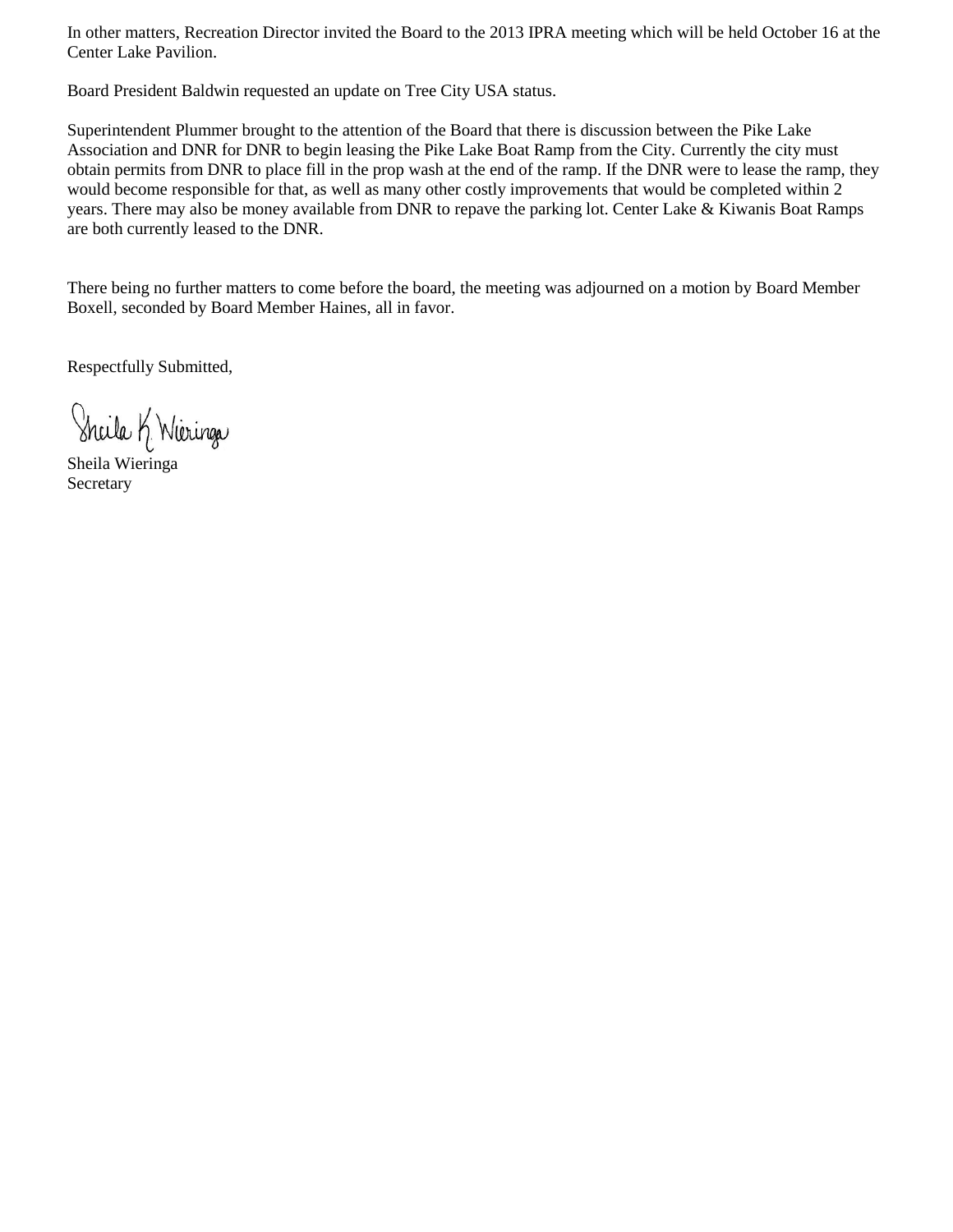In other matters, Recreation Director invited the Board to the 2013 IPRA meeting which will be held October 16 at the Center Lake Pavilion.

Board President Baldwin requested an update on Tree City USA status.

Superintendent Plummer brought to the attention of the Board that there is discussion between the Pike Lake Association and DNR for DNR to begin leasing the Pike Lake Boat Ramp from the City. Currently the city must obtain permits from DNR to place fill in the prop wash at the end of the ramp. If the DNR were to lease the ramp, they would become responsible for that, as well as many other costly improvements that would be completed within 2 years. There may also be money available from DNR to repave the parking lot. Center Lake & Kiwanis Boat Ramps are both currently leased to the DNR.

There being no further matters to come before the board, the meeting was adjourned on a motion by Board Member Boxell, seconded by Board Member Haines, all in favor.

Respectfully Submitted,

Sheila K. Wieringa

Sheila Wieringa
Secretary